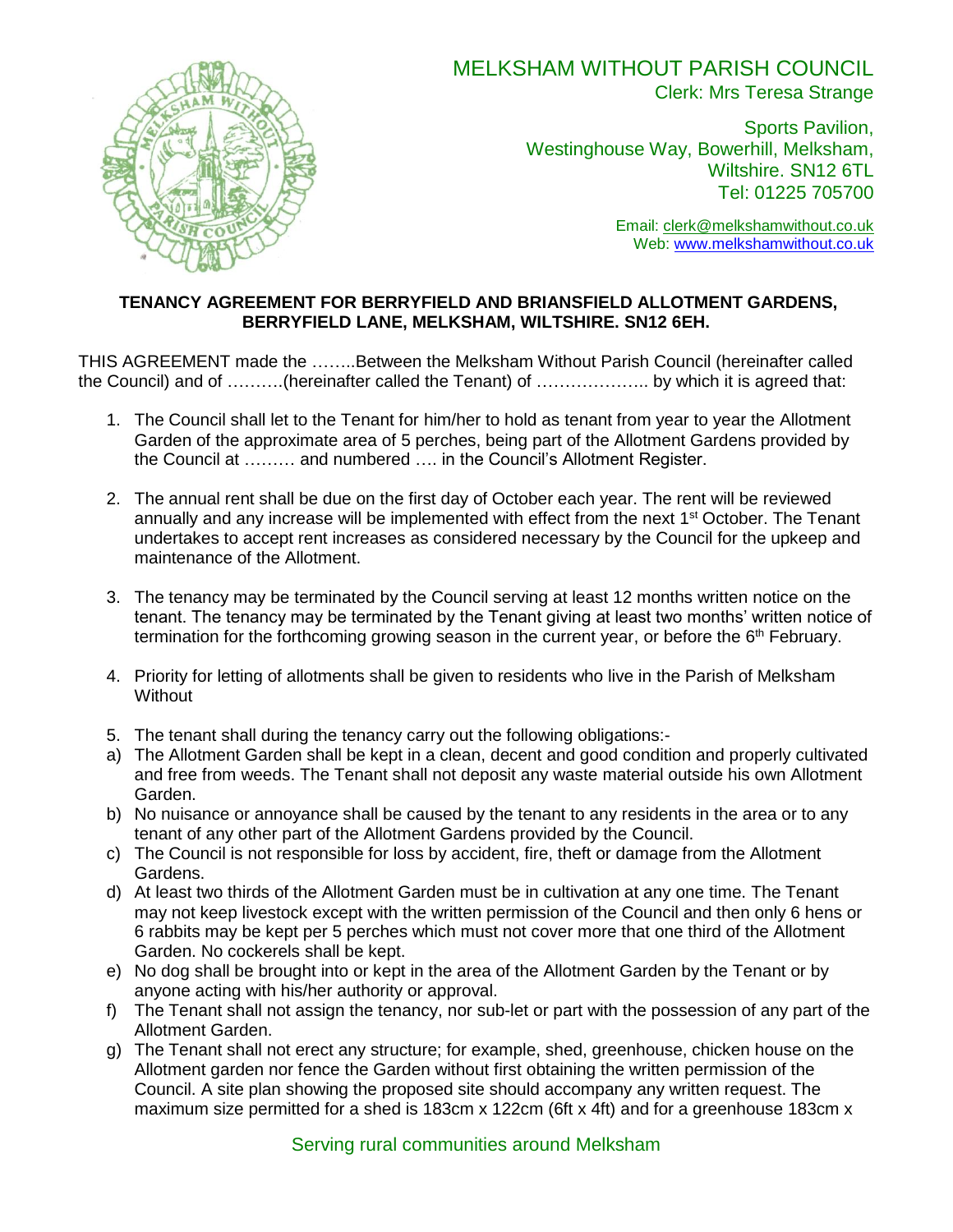# MELKSHAM WITHOUT PARISH COUNCIL

Clerk: Mrs Teresa Strange

Sports Pavilion,
Westinghouse Way, Bowerhill, Melksham,
Wiltshire. SN12 6TL
Tel: 01225 705700

Email: clerk@melkshamwithout.co.uk
Web: www.melkshamwithout.co.uk

**TENANCY AGREEMENT FOR BERRYFIELD AND BRIANSFIELD ALLOTMENT GARDENS, BERRYFIELD LANE, MELKSHAM, WILTSHIRE. SN12 6EH.**

THIS AGREEMENT made the ……..Between the Melksham Without Parish Council (hereinafter called the Council) and of ……….(hereinafter called the Tenant) of ……………….. by which it is agreed that:

1. The Council shall let to the Tenant for him/her to hold as tenant from year to year the Allotment Garden of the approximate area of 5 perches, being part of the Allotment Gardens provided by the Council at ……… and numbered …. in the Council's Allotment Register.

2. The annual rent shall be due on the first day of October each year. The rent will be reviewed annually and any increase will be implemented with effect from the next 1st October. The Tenant undertakes to accept rent increases as considered necessary by the Council for the upkeep and maintenance of the Allotment.

3. The tenancy may be terminated by the Council serving at least 12 months written notice on the tenant. The tenancy may be terminated by the Tenant giving at least two months' written notice of termination for the forthcoming growing season in the current year, or before the 6th February.

4. Priority for letting of allotments shall be given to residents who live in the Parish of Melksham Without

5. The tenant shall during the tenancy carry out the following obligations:-

a) The Allotment Garden shall be kept in a clean, decent and good condition and properly cultivated and free from weeds. The Tenant shall not deposit any waste material outside his own Allotment Garden.
b) No nuisance or annoyance shall be caused by the tenant to any residents in the area or to any tenant of any other part of the Allotment Gardens provided by the Council.
c) The Council is not responsible for loss by accident, fire, theft or damage from the Allotment Gardens.
d) At least two thirds of the Allotment Garden must be in cultivation at any one time. The Tenant may not keep livestock except with the written permission of the Council and then only 6 hens or 6 rabbits may be kept per 5 perches which must not cover more that one third of the Allotment Garden. No cockerels shall be kept.
e) No dog shall be brought into or kept in the area of the Allotment Garden by the Tenant or by anyone acting with his/her authority or approval.
f) The Tenant shall not assign the tenancy, nor sub-let or part with the possession of any part of the Allotment Garden.
g) The Tenant shall not erect any structure; for example, shed, greenhouse, chicken house on the Allotment garden nor fence the Garden without first obtaining the written permission of the Council. A site plan showing the proposed site should accompany any written request. The maximum size permitted for a shed is 183cm x 122cm (6ft x 4ft) and for a greenhouse 183cm x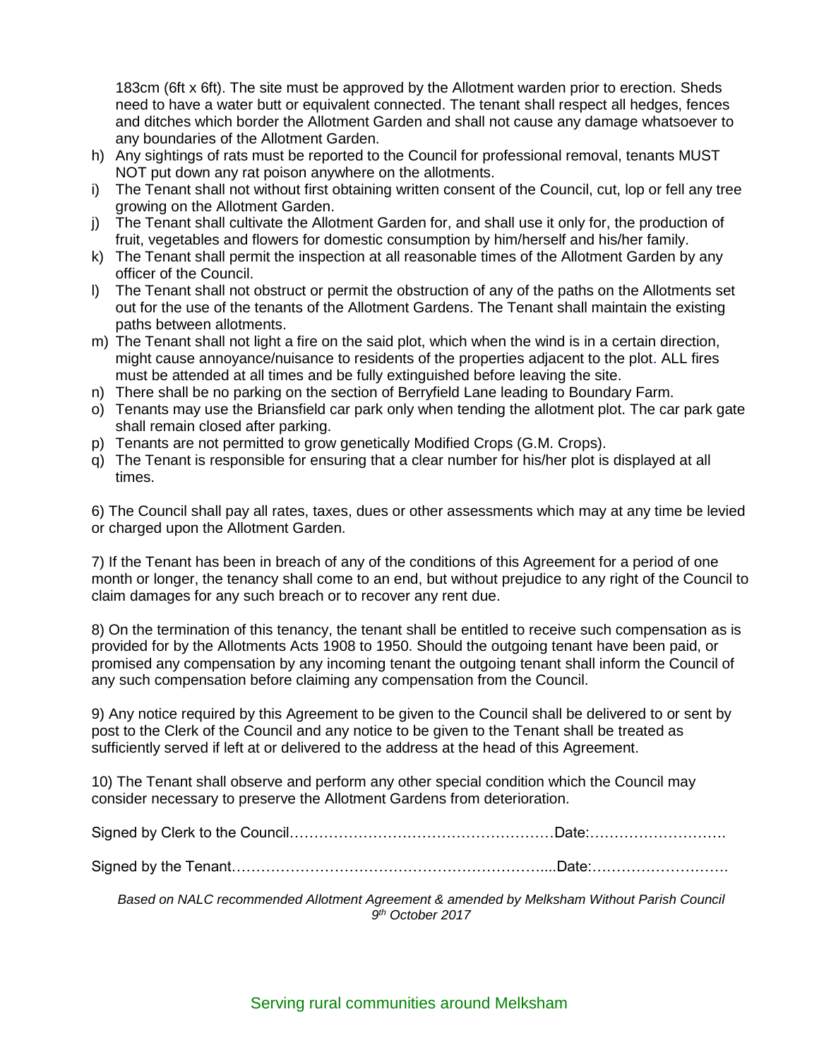183cm (6ft x 6ft). The site must be approved by the Allotment warden prior to erection. Sheds need to have a water butt or equivalent connected. The tenant shall respect all hedges, fences and ditches which border the Allotment Garden and shall not cause any damage whatsoever to any boundaries of the Allotment Garden.

h) Any sightings of rats must be reported to the Council for professional removal, tenants MUST NOT put down any rat poison anywhere on the allotments.
i) The Tenant shall not without first obtaining written consent of the Council, cut, lop or fell any tree growing on the Allotment Garden.
j) The Tenant shall cultivate the Allotment Garden for, and shall use it only for, the production of fruit, vegetables and flowers for domestic consumption by him/herself and his/her family.
k) The Tenant shall permit the inspection at all reasonable times of the Allotment Garden by any officer of the Council.
l) The Tenant shall not obstruct or permit the obstruction of any of the paths on the Allotments set out for the use of the tenants of the Allotment Gardens. The Tenant shall maintain the existing paths between allotments.
m) The Tenant shall not light a fire on the said plot, which when the wind is in a certain direction, might cause annoyance/nuisance to residents of the properties adjacent to the plot. ALL fires must be attended at all times and be fully extinguished before leaving the site.
n) There shall be no parking on the section of Berryfield Lane leading to Boundary Farm.
o) Tenants may use the Briansfield car park only when tending the allotment plot. The car park gate shall remain closed after parking.
p) Tenants are not permitted to grow genetically Modified Crops (G.M. Crops).
q) The Tenant is responsible for ensuring that a clear number for his/her plot is displayed at all times.

6) The Council shall pay all rates, taxes, dues or other assessments which may at any time be levied or charged upon the Allotment Garden.

7) If the Tenant has been in breach of any of the conditions of this Agreement for a period of one month or longer, the tenancy shall come to an end, but without prejudice to any right of the Council to claim damages for any such breach or to recover any rent due.

8) On the termination of this tenancy, the tenant shall be entitled to receive such compensation as is provided for by the Allotments Acts 1908 to 1950. Should the outgoing tenant have been paid, or promised any compensation by any incoming tenant the outgoing tenant shall inform the Council of any such compensation before claiming any compensation from the Council.

9) Any notice required by this Agreement to be given to the Council shall be delivered to or sent by post to the Clerk of the Council and any notice to be given to the Tenant shall be treated as sufficiently served if left at or delivered to the address at the head of this Agreement.

10) The Tenant shall observe and perform any other special condition which the Council may consider necessary to preserve the Allotment Gardens from deterioration.

Signed by Clerk to the Council………………………………………………Date:……………………….

Signed by the Tenant……………………………………………………….....Date:……………………….

*Based on NALC recommended Allotment Agreement & amended by Melksham Without Parish Council 9th October 2017*

Serving rural communities around Melksham